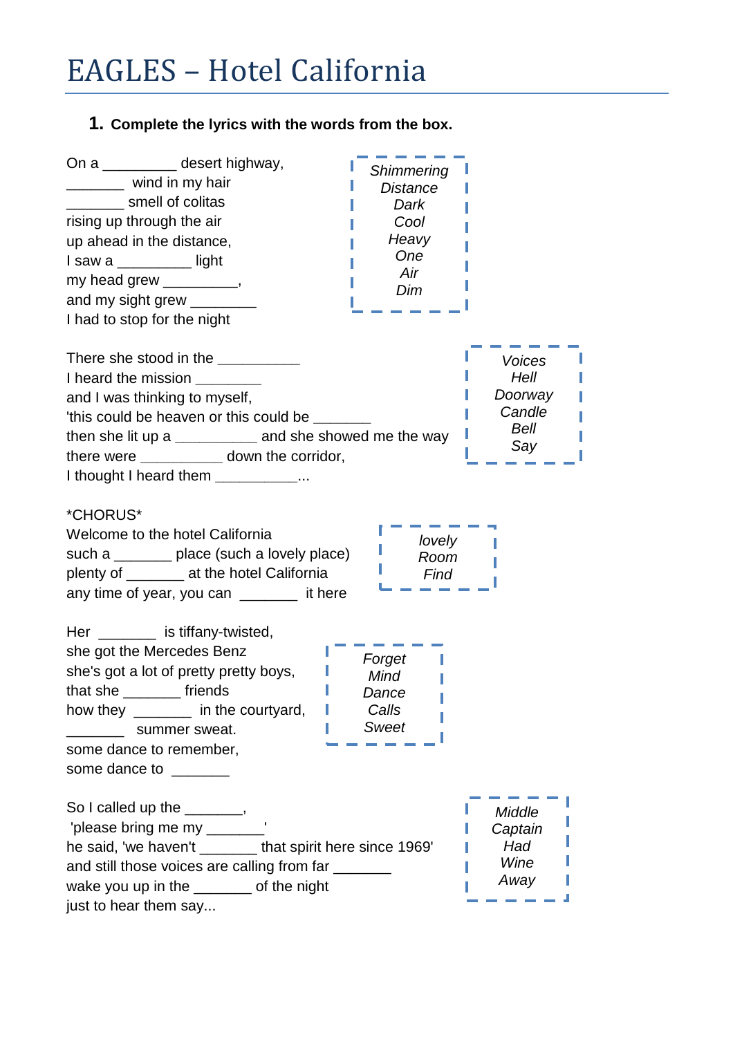# EAGLES – Hotel California

**1. Complete the lyrics with the words from the box.**

On a _________ desert highway,
_______ wind in my hair
_______ smell of colitas
rising up through the air
up ahead in the distance,
I saw a _________ light
my head grew _________,
and my sight grew ________
I had to stop for the night

*Shimmering*
*Distance*
*Dark*
*Cool*
*Heavy*
*One*
*Air*
*Dim*

There she stood in the __________
I heard the mission ________
and I was thinking to myself,
'this could be heaven or this could be _______
then she lit up a __________ and she showed me the way
there were __________ down the corridor,
I thought I heard them __________...

*Voices*
*Hell*
*Doorway*
*Candle*
*Bell*
*Say*

*CHORUS*
Welcome to the hotel California
such a _______ place (such a lovely place)
plenty of _______ at the hotel California
any time of year, you can _______ it here

*lovely*
*Room*
*Find*

Her _______ is tiffany-twisted,
she got the Mercedes Benz
she's got a lot of pretty pretty boys,
that she _______ friends
how they _______ in the courtyard,
_______ summer sweat.
some dance to remember,
some dance to _______

*Forget*
*Mind*
*Dance*
*Calls*
*Sweet*

So I called up the _______,
'please bring me my _______'
he said, 'we haven't _______ that spirit here since 1969'
and still those voices are calling from far _______
wake you up in the _______ of the night
just to hear them say...

*Middle*
*Captain*
*Had*
*Wine*
*Away*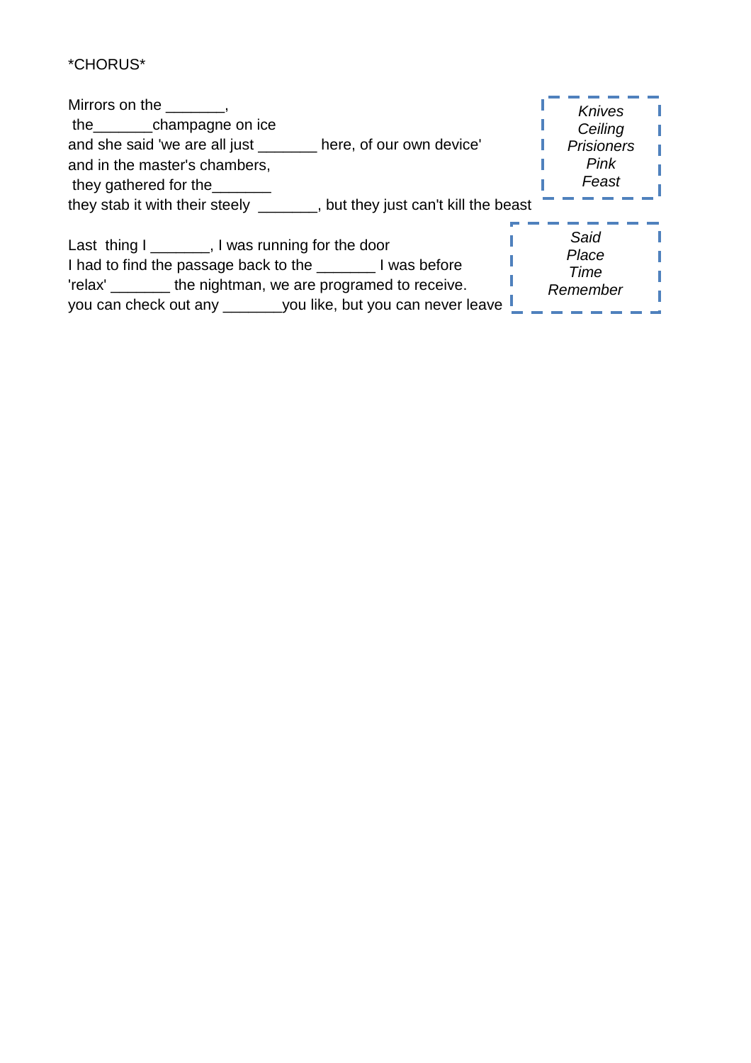*CHORUS*

Mirrors on the _______,
the_______champagne on ice
and she said 'we are all just _______ here, of our own device'
and in the master's chambers,
they gathered for the_______
they stab it with their steely _______, but they just can't kill the beast

*Knives*
*Ceiling*
*Prisioners*
*Pink*
*Feast*

Last thing I _______, I was running for the door
I had to find the passage back to the _______ I was before
'relax' _______ the nightman, we are programed to receive.
you can check out any _______you like, but you can never leave

*Said*
*Place*
*Time*
*Remember*